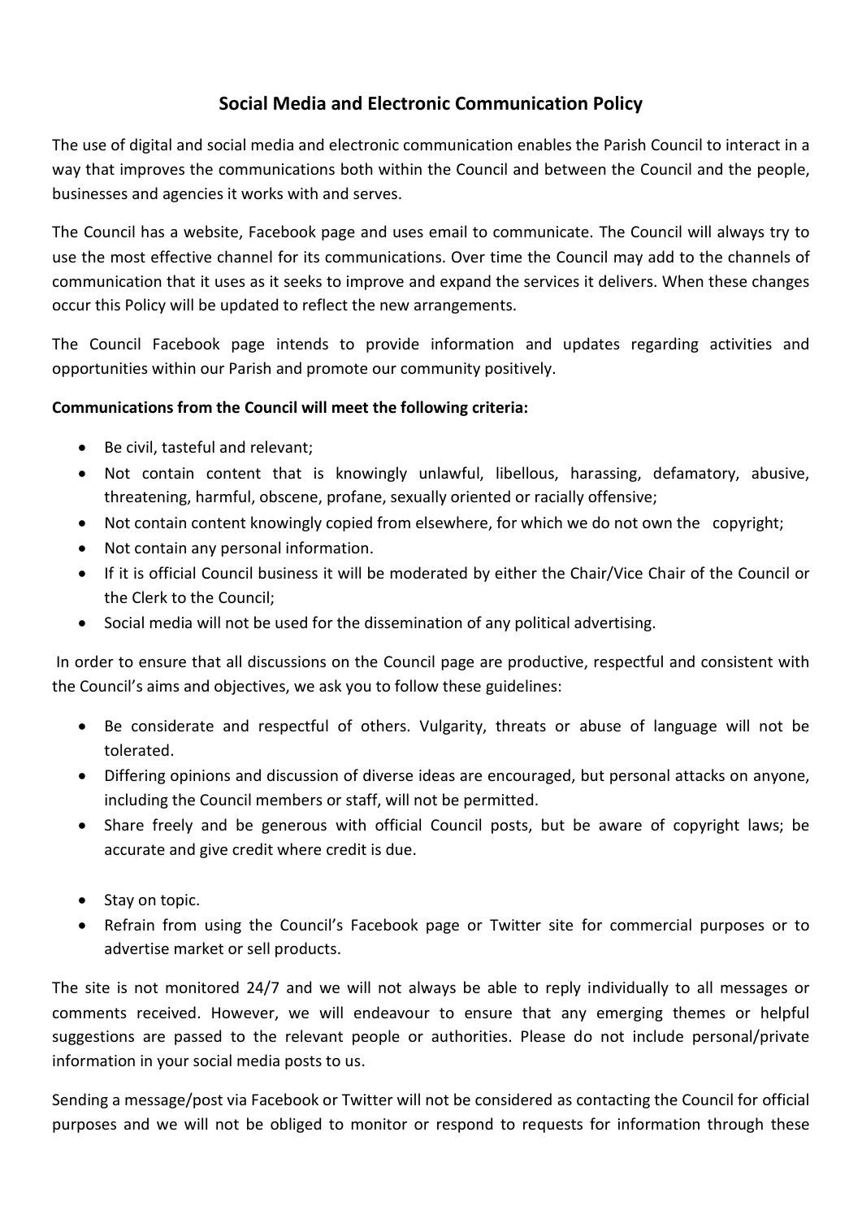# Social Media and Electronic Communication Policy

The use of digital and social media and electronic communication enables the Parish Council to interact in a way that improves the communications both within the Council and between the Council and the people, businesses and agencies it works with and serves.

The Council has a website, Facebook page and uses email to communicate. The Council will always try to use the most effective channel for its communications. Over time the Council may add to the channels of communication that it uses as it seeks to improve and expand the services it delivers. When these changes occur this Policy will be updated to reflect the new arrangements.

The Council Facebook page intends to provide information and updates regarding activities and opportunities within our Parish and promote our community positively.

**Communications from the Council will meet the following criteria:**

- Be civil, tasteful and relevant;
- Not contain content that is knowingly unlawful, libellous, harassing, defamatory, abusive, threatening, harmful, obscene, profane, sexually oriented or racially offensive;
- Not contain content knowingly copied from elsewhere, for which we do not own the copyright;
- Not contain any personal information.
- If it is official Council business it will be moderated by either the Chair/Vice Chair of the Council or the Clerk to the Council;
- Social media will not be used for the dissemination of any political advertising.

In order to ensure that all discussions on the Council page are productive, respectful and consistent with the Council's aims and objectives, we ask you to follow these guidelines:

- Be considerate and respectful of others. Vulgarity, threats or abuse of language will not be tolerated.
- Differing opinions and discussion of diverse ideas are encouraged, but personal attacks on anyone, including the Council members or staff, will not be permitted.
- Share freely and be generous with official Council posts, but be aware of copyright laws; be accurate and give credit where credit is due.
- Stay on topic.
- Refrain from using the Council's Facebook page or Twitter site for commercial purposes or to advertise market or sell products.

The site is not monitored 24/7 and we will not always be able to reply individually to all messages or comments received. However, we will endeavour to ensure that any emerging themes or helpful suggestions are passed to the relevant people or authorities. Please do not include personal/private information in your social media posts to us.

Sending a message/post via Facebook or Twitter will not be considered as contacting the Council for official purposes and we will not be obliged to monitor or respond to requests for information through these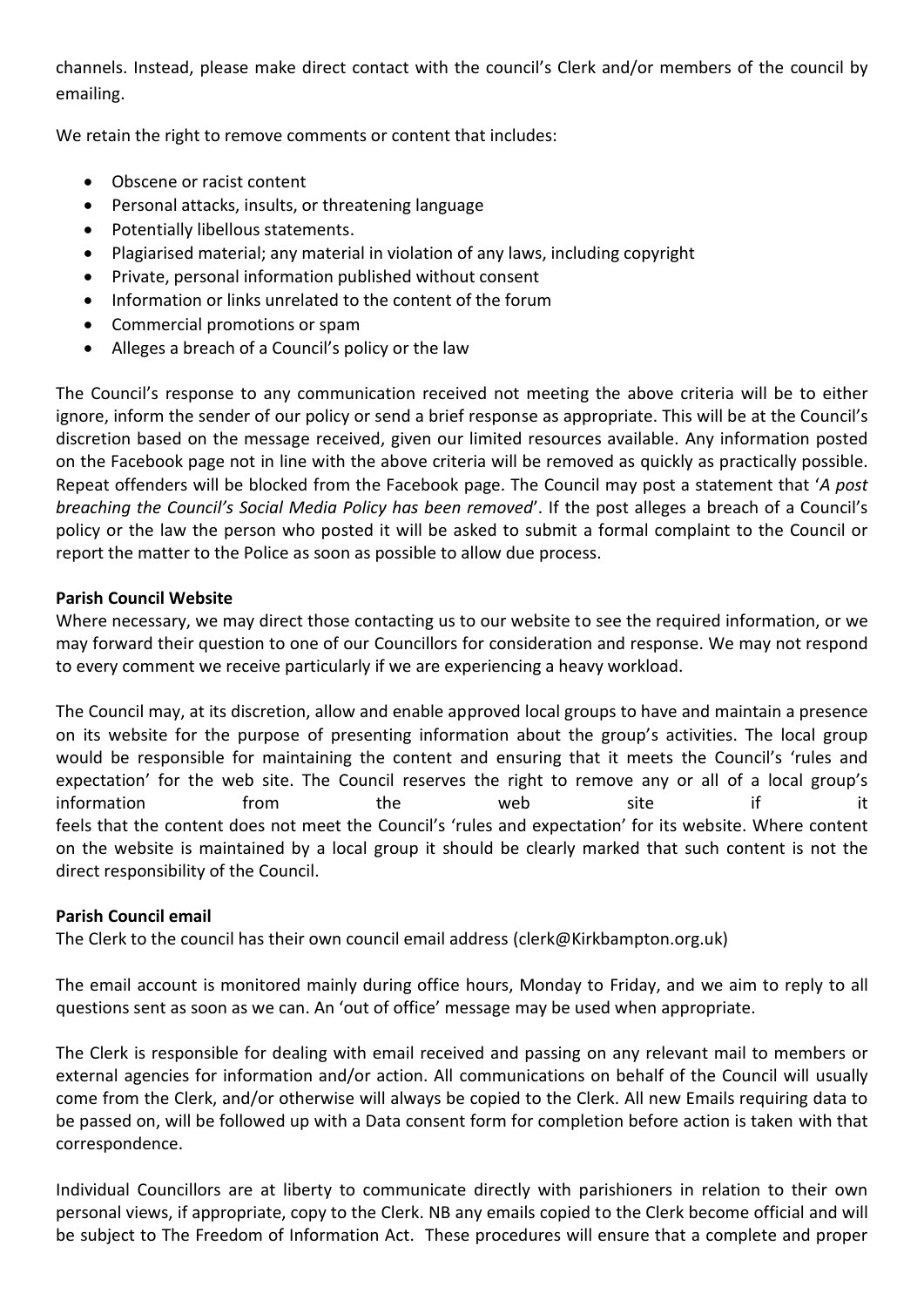channels. Instead, please make direct contact with the council's Clerk and/or members of the council by emailing.

We retain the right to remove comments or content that includes:

- Obscene or racist content
- Personal attacks, insults, or threatening language
- Potentially libellous statements.
- Plagiarised material; any material in violation of any laws, including copyright
- Private, personal information published without consent
- Information or links unrelated to the content of the forum
- Commercial promotions or spam
- Alleges a breach of a Council's policy or the law

The Council's response to any communication received not meeting the above criteria will be to either ignore, inform the sender of our policy or send a brief response as appropriate. This will be at the Council's discretion based on the message received, given our limited resources available. Any information posted on the Facebook page not in line with the above criteria will be removed as quickly as practically possible. Repeat offenders will be blocked from the Facebook page. The Council may post a statement that '*A post breaching the Council's Social Media Policy has been removed*'. If the post alleges a breach of a Council's policy or the law the person who posted it will be asked to submit a formal complaint to the Council or report the matter to the Police as soon as possible to allow due process.

**Parish Council Website**

Where necessary, we may direct those contacting us to our website to see the required information, or we may forward their question to one of our Councillors for consideration and response. We may not respond to every comment we receive particularly if we are experiencing a heavy workload.

The Council may, at its discretion, allow and enable approved local groups to have and maintain a presence on its website for the purpose of presenting information about the group's activities. The local group would be responsible for maintaining the content and ensuring that it meets the Council's 'rules and expectation' for the web site. The Council reserves the right to remove any or all of a local group's information from the web site if it feels that the content does not meet the Council's 'rules and expectation' for its website. Where content on the website is maintained by a local group it should be clearly marked that such content is not the direct responsibility of the Council.

**Parish Council email**

The Clerk to the council has their own council email address (clerk@Kirkbampton.org.uk)

The email account is monitored mainly during office hours, Monday to Friday, and we aim to reply to all questions sent as soon as we can. An 'out of office' message may be used when appropriate.

The Clerk is responsible for dealing with email received and passing on any relevant mail to members or external agencies for information and/or action. All communications on behalf of the Council will usually come from the Clerk, and/or otherwise will always be copied to the Clerk. All new Emails requiring data to be passed on, will be followed up with a Data consent form for completion before action is taken with that correspondence.

Individual Councillors are at liberty to communicate directly with parishioners in relation to their own personal views, if appropriate, copy to the Clerk. NB any emails copied to the Clerk become official and will be subject to The Freedom of Information Act. These procedures will ensure that a complete and proper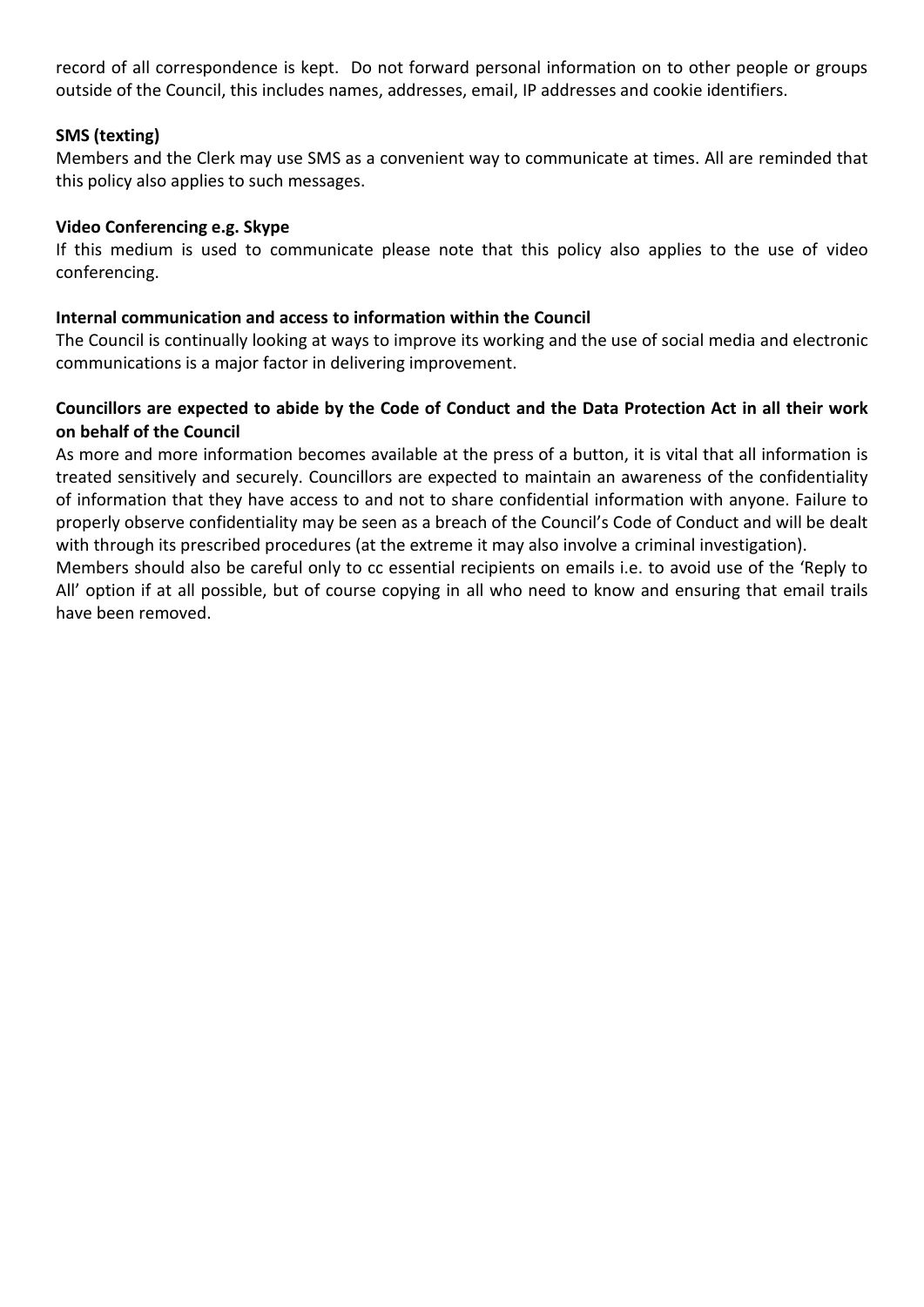record of all correspondence is kept. Do not forward personal information on to other people or groups outside of the Council, this includes names, addresses, email, IP addresses and cookie identifiers.

**SMS (texting)**

Members and the Clerk may use SMS as a convenient way to communicate at times. All are reminded that this policy also applies to such messages.

**Video Conferencing e.g. Skype**

If this medium is used to communicate please note that this policy also applies to the use of video conferencing.

**Internal communication and access to information within the Council**

The Council is continually looking at ways to improve its working and the use of social media and electronic communications is a major factor in delivering improvement.

**Councillors are expected to abide by the Code of Conduct and the Data Protection Act in all their work on behalf of the Council**

As more and more information becomes available at the press of a button, it is vital that all information is treated sensitively and securely. Councillors are expected to maintain an awareness of the confidentiality of information that they have access to and not to share confidential information with anyone. Failure to properly observe confidentiality may be seen as a breach of the Council's Code of Conduct and will be dealt with through its prescribed procedures (at the extreme it may also involve a criminal investigation).

Members should also be careful only to cc essential recipients on emails i.e. to avoid use of the 'Reply to All' option if at all possible, but of course copying in all who need to know and ensuring that email trails have been removed.